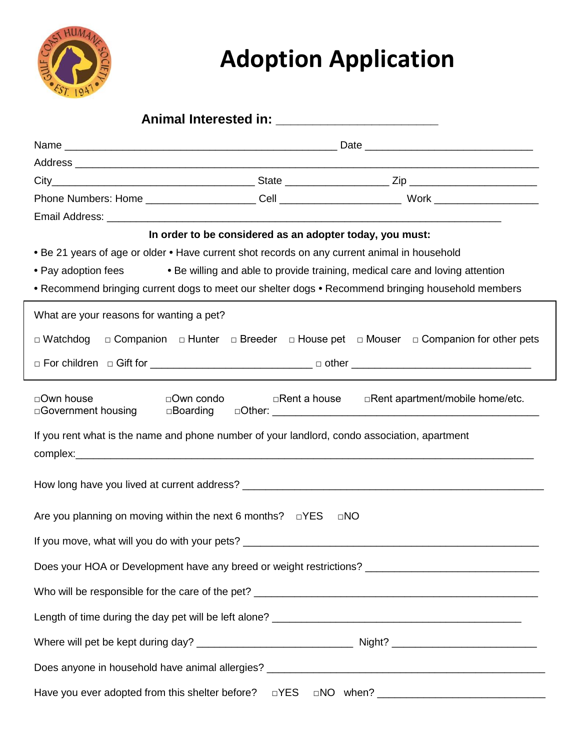# Adoption Application

**Animal Interested in: ______________________**

Name ______________________________________________ Date ____________________________

Address ______________________________________________________________________________

City_________________________________ State ________________ Zip _____________________

Phone Numbers: Home __________________ Cell ____________________ Work _________________

Email Address: __________________________________________________________________

**In order to be considered as an adopter today, you must:**

- Be 21 years of age or older
- Have current shot records on any current animal in household
- Pay adoption fees
- Be willing and able to provide training, medical care and loving attention
- Recommend bringing current dogs to meet our shelter dogs
- Recommend bringing household members

What are your reasons for wanting a pet?

□ Watchdog □ Companion □ Hunter □ Breeder □ House pet □ Mouser □ Companion for other pets

□ For children □ Gift for ___________________________ □ other ______________________________

□Own house □Own condo □Rent a house □Rent apartment/mobile home/etc.
□Government housing □Boarding □Other: ______________________________________________

If you rent what is the name and phone number of your landlord, condo association, apartment complex:_____________________________________________________________________________

How long have you lived at current address? _____________________________________________

Are you planning on moving within the next 6 months? □YES □NO

If you move, what will you do with your pets? _____________________________________________

Does your HOA or Development have any breed or weight restrictions? ___________________________

Who will be responsible for the care of the pet? ___________________________________________

Length of time during the day pet will be left alone? ________________________________________

Where will pet be kept during day? ___________________________ Night? ________________________

Does anyone in household have animal allergies? ___________________________________________

Have you ever adopted from this shelter before? □YES □NO when? ____________________________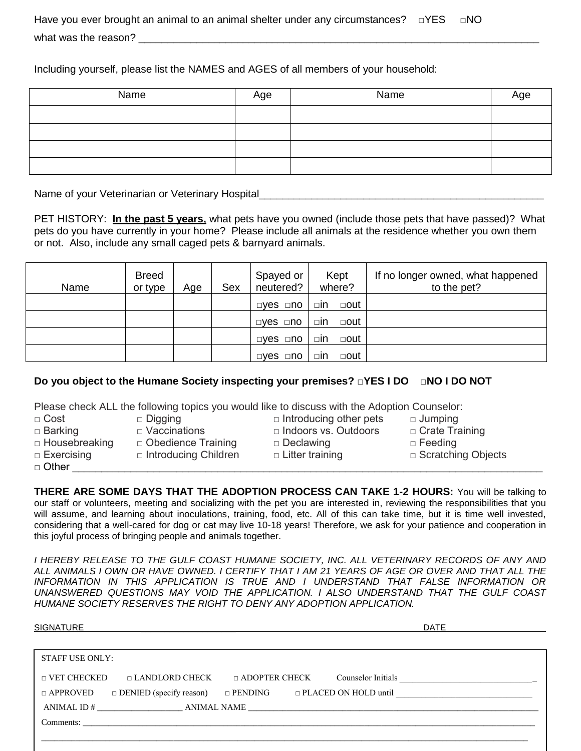Have you ever brought an animal to an animal shelter under any circumstances? □YES □NO

what was the reason? ___________________________________________________________________________

Including yourself, please list the NAMES and AGES of all members of your household:

| Name | Age | Name | Age |
|---|---|---|---|
| | | | |
| | | | |
| | | | |
| | | | |

Name of your Veterinarian or Veterinary Hospital_______________________________________________

PET HISTORY: **In the past 5 years,** what pets have you owned (include those pets that have passed)? What pets do you have currently in your home? Please include all animals at the residence whether you own them or not. Also, include any small caged pets & barnyard animals.

| Name | Breed or type | Age | Sex | Spayed or neutered? | Kept where? | If no longer owned, what happened to the pet? |
|---|---|---|---|---|---|---|
| | | | | □yes □no | □in □out | |
| | | | | □yes □no | □in □out | |
| | | | | □yes □no | □in □out | |
| | | | | □yes □no | □in □out | |

**Do you object to the Humane Society inspecting your premises? □YES I DO □NO I DO NOT**

Please check ALL the following topics you would like to discuss with the Adoption Counselor:

- □ Cost
- □ Barking
- □ Housebreaking
- □ Exercising
- □ Digging
- □ Vaccinations
- □ Obedience Training
- □ Introducing Children
- □ Introducing other pets
- □ Indoors vs. Outdoors
- □ Declawing
- □ Litter training
- □ Jumping
- □ Crate Training
- □ Feeding
- □ Scratching Objects
- □ Other ___________________________________________________________________________

**THERE ARE SOME DAYS THAT THE ADOPTION PROCESS CAN TAKE 1-2 HOURS:** You will be talking to our staff or volunteers, meeting and socializing with the pet you are interested in, reviewing the responsibilities that you will assume, and learning about inoculations, training, food, etc. All of this can take time, but it is time well invested, considering that a well-cared for dog or cat may live 10-18 years! Therefore, we ask for your patience and cooperation in this joyful process of bringing people and animals together.

*I HEREBY RELEASE TO THE GULF COAST HUMANE SOCIETY, INC. ALL VETERINARY RECORDS OF ANY AND ALL ANIMALS I OWN OR HAVE OWNED. I CERTIFY THAT I AM 21 YEARS OF AGE OR OVER AND THAT ALL THE INFORMATION IN THIS APPLICATION IS TRUE AND I UNDERSTAND THAT FALSE INFORMATION OR UNANSWERED QUESTIONS MAY VOID THE APPLICATION. I ALSO UNDERSTAND THAT THE GULF COAST HUMANE SOCIETY RESERVES THE RIGHT TO DENY ANY ADOPTION APPLICATION.*

SIGNATURE ___________________________ DATE ____________________

STAFF USE ONLY:

□ VET CHECKED □ LANDLORD CHECK □ ADOPTER CHECK Counselor Initials ______________________________

□ APPROVED □ DENIED (specify reason) □ PENDING □ PLACED ON HOLD until ______________________________

ANIMAL ID # ____________________ ANIMAL NAME ______________________________________________________

Comments: ______________________________________________________________________________________

_______________________________________________________________________________________________